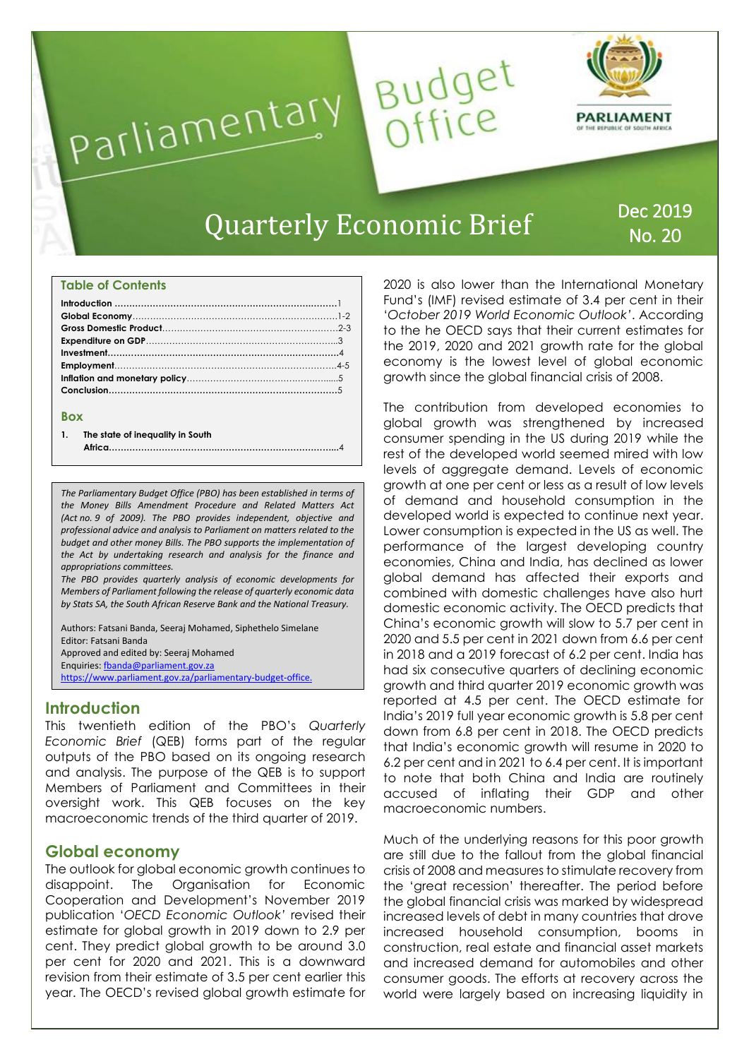# Parliamentary Budget Office

PARLIAMENT OF THE REPUBLIC OF SOUTH AFRICA

# Quarterly Economic Brief

Dec 2019
No. 20

**Table of Contents**

**Introduction** ....1
**Global Economy**....1-2
**Gross Domestic Product**....2-3
**Expenditure on GDP**....3
**Investment**....4
**Employment**....4-5
**Inflation and monetary policy**....5
**Conclusion**....5

**Box**

1. **The state of inequality in South Africa**....4

*The Parliamentary Budget Office (PBO) has been established in terms of the Money Bills Amendment Procedure and Related Matters Act (Act no. 9 of 2009). The PBO provides independent, objective and professional advice and analysis to Parliament on matters related to the budget and other money Bills. The PBO supports the implementation of the Act by undertaking research and analysis for the finance and appropriations committees.*

*The PBO provides quarterly analysis of economic developments for Members of Parliament following the release of quarterly economic data by Stats SA, the South African Reserve Bank and the National Treasury.*

Authors: Fatsani Banda, Seeraj Mohamed, Siphethelo Simelane
Editor: Fatsani Banda
Approved and edited by: Seeraj Mohamed
Enquiries: fbanda@parliament.gov.za
https://www.parliament.gov.za/parliamentary-budget-office.

## Introduction

This twentieth edition of the PBO's *Quarterly Economic Brief* (QEB) forms part of the regular outputs of the PBO based on its ongoing research and analysis. The purpose of the QEB is to support Members of Parliament and Committees in their oversight work. This QEB focuses on the key macroeconomic trends of the third quarter of 2019.

## Global economy

The outlook for global economic growth continues to disappoint. The Organisation for Economic Cooperation and Development's November 2019 publication '*OECD Economic Outlook'* revised their estimate for global growth in 2019 down to 2.9 per cent. They predict global growth to be around 3.0 per cent for 2020 and 2021. This is a downward revision from their estimate of 3.5 per cent earlier this year. The OECD's revised global growth estimate for 2020 is also lower than the International Monetary Fund's (IMF) revised estimate of 3.4 per cent in their '*October 2019 World Economic Outlook'*. According to the he OECD says that their current estimates for the 2019, 2020 and 2021 growth rate for the global economy is the lowest level of global economic growth since the global financial crisis of 2008.

The contribution from developed economies to global growth was strengthened by increased consumer spending in the US during 2019 while the rest of the developed world seemed mired with low levels of aggregate demand. Levels of economic growth at one per cent or less as a result of low levels of demand and household consumption in the developed world is expected to continue next year. Lower consumption is expected in the US as well. The performance of the largest developing country economies, China and India, has declined as lower global demand has affected their exports and combined with domestic challenges have also hurt domestic economic activity. The OECD predicts that China's economic growth will slow to 5.7 per cent in 2020 and 5.5 per cent in 2021 down from 6.6 per cent in 2018 and a 2019 forecast of 6.2 per cent. India has had six consecutive quarters of declining economic growth and third quarter 2019 economic growth was reported at 4.5 per cent. The OECD estimate for India's 2019 full year economic growth is 5.8 per cent down from 6.8 per cent in 2018. The OECD predicts that India's economic growth will resume in 2020 to 6.2 per cent and in 2021 to 6.4 per cent. It is important to note that both China and India are routinely accused of inflating their GDP and other macroeconomic numbers.

Much of the underlying reasons for this poor growth are still due to the fallout from the global financial crisis of 2008 and measures to stimulate recovery from the 'great recession' thereafter. The period before the global financial crisis was marked by widespread increased levels of debt in many countries that drove increased household consumption, booms in construction, real estate and financial asset markets and increased demand for automobiles and other consumer goods. The efforts at recovery across the world were largely based on increasing liquidity in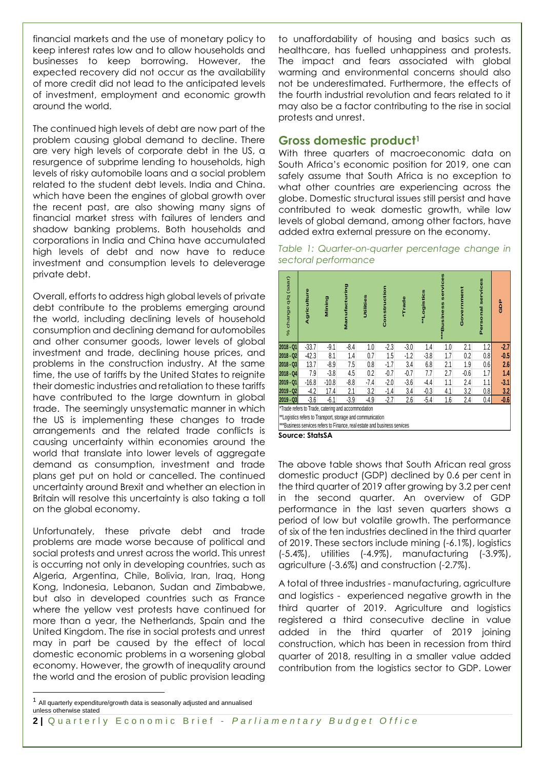financial markets and the use of monetary policy to keep interest rates low and to allow households and businesses to keep borrowing. However, the expected recovery did not occur as the availability of more credit did not lead to the anticipated levels of investment, employment and economic growth around the world.

The continued high levels of debt are now part of the problem causing global demand to decline. There are very high levels of corporate debt in the US, a resurgence of subprime lending to households, high levels of risky automobile loans and a social problem related to the student debt levels. India and China. which have been the engines of global growth over the recent past, are also showing many signs of financial market stress with failures of lenders and shadow banking problems. Both households and corporations in India and China have accumulated high levels of debt and now have to reduce investment and consumption levels to deleverage private debt.

Overall, efforts to address high global levels of private debt contribute to the problems emerging around the world, including declining levels of household consumption and declining demand for automobiles and other consumer goods, lower levels of global investment and trade, declining house prices, and problems in the construction industry. At the same time, the use of tariffs by the United States to reignite their domestic industries and retaliation to these tariffs have contributed to the large downturn in global trade. The seemingly unsystematic manner in which the US is implementing these changes to trade arrangements and the related trade conflicts is causing uncertainty within economies around the world that translate into lower levels of aggregate demand as consumption, investment and trade plans get put on hold or cancelled. The continued uncertainty around Brexit and whether an election in Britain will resolve this uncertainty is also taking a toll on the global economy.

Unfortunately, these private debt and trade problems are made worse because of political and social protests and unrest across the world. This unrest is occurring not only in developing countries, such as Algeria, Argentina, Chile, Bolivia, Iran, Iraq, Hong Kong, Indonesia, Lebanon, Sudan and Zimbabwe, but also in developed countries such as France where the yellow vest protests have continued for more than a year, the Netherlands, Spain and the United Kingdom. The rise in social protests and unrest may in part be caused by the effect of local domestic economic problems in a worsening global economy. However, the growth of inequality around the world and the erosion of public provision leading to unaffordability of housing and basics such as healthcare, has fuelled unhappiness and protests. The impact and fears associated with global warming and environmental concerns should also not be underestimated. Furthermore, the effects of the fourth industrial revolution and fears related to it may also be a factor contributing to the rise in social protests and unrest.

## Gross domestic product[1]

With three quarters of macroeconomic data on South Africa's economic position for 2019, one can safely assume that South Africa is no exception to what other countries are experiencing across the globe. Domestic structural issues still persist and have contributed to weak domestic growth, while low levels of global demand, among other factors, have added extra external pressure on the economy.

*Table 1: Quarter-on-quarter percentage change in sectoral performance*

| % change q/q (saar) | Agriculture | Mining | Manufacturing | Utilities | Construction | *Trade | **Logistics | ***Business services | Government | Personal services | GDP |
|---|---|---|---|---|---|---|---|---|---|---|---|
| 2018 - Q1 | -33.7 | -9.1 | -8.4 | 1.0 | -2.3 | -3.0 | 1.4 | 1.0 | 2.1 | 1.2 | **-2.7** |
| 2018 - Q2 | -42.3 | 8.1 | 1.4 | 0.7 | 1.5 | -1.2 | -3.8 | 1.7 | 0.2 | 0.8 | **-0.5** |
| 2018 - Q3 | 13.7 | -8.9 | 7.5 | 0.8 | -1.7 | 3.4 | 6.8 | 2.1 | 1.9 | 0.6 | **2.6** |
| 2018 - Q4 | 7.9 | -3.8 | 4.5 | 0.2 | -0.7 | -0.7 | 7.7 | 2.7 | -0.6 | 1.7 | **1.4** |
| 2019 - Q1 | -16.8 | -10.8 | -8.8 | -7.4 | -2.0 | -3.6 | -4.4 | 1.1 | 2.4 | 1.1 | **-3.1** |
| 2019 - Q2 | -4.2 | 17.4 | 2.1 | 3.2 | -1.4 | 3.4 | -0.3 | 4.1 | 3.2 | 0.8 | **3.2** |
| 2019 - Q3 | -3.6 | -6.1 | -3.9 | -4.9 | -2.7 | 2.6 | -5.4 | 1.6 | 2.4 | 0.4 | **-0.6** |

*Trade refers to Trade, catering and accommodation
**Logistics refers to Transport, storage and communication
***Business services refers to Finance, real estate and business services

**Source: StatsSA**

The above table shows that South African real gross domestic product (GDP) declined by 0.6 per cent in the third quarter of 2019 after growing by 3.2 per cent in the second quarter. An overview of GDP performance in the last seven quarters shows a period of low but volatile growth. The performance of six of the ten industries declined in the third quarter of 2019. These sectors include mining (-6.1%), logistics (-5.4%), utilities (-4.9%), manufacturing (-3.9%), agriculture (-3.6%) and construction (-2.7%).

A total of three industries - manufacturing, agriculture and logistics - experienced negative growth in the third quarter of 2019. Agriculture and logistics registered a third consecutive decline in value added in the third quarter of 2019 joining construction, which has been in recession from third quarter of 2018, resulting in a smaller value added contribution from the logistics sector to GDP. Lower

[1] All quarterly expenditure/growth data is seasonally adjusted and annualised unless otherwise stated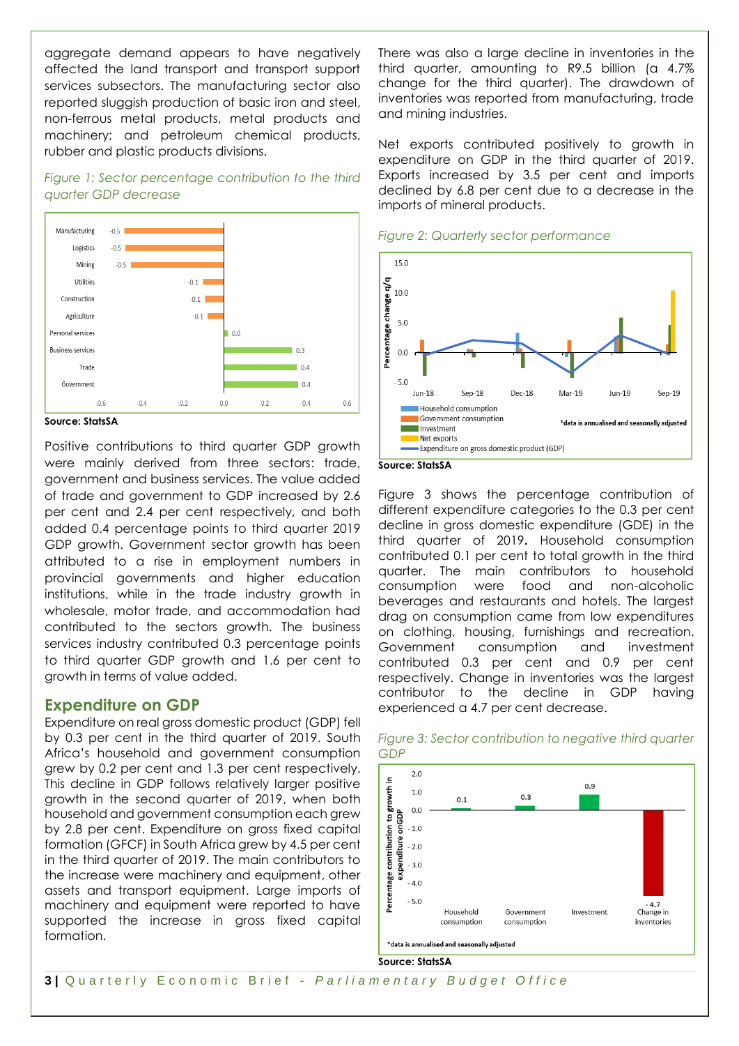aggregate demand appears to have negatively affected the land transport and transport support services subsectors. The manufacturing sector also reported sluggish production of basic iron and steel, non-ferrous metal products, metal products and machinery; and petroleum chemical products, rubber and plastic products divisions.

*Figure 1: Sector percentage contribution to the third quarter GDP decrease*

| Sector | Contribution |
|---|---|
| Manufacturing | -0.5 |
| Logistics | -0.5 |
| Mining | -0.5 |
| Utilities | -0.1 |
| Construction | -0.1 |
| Agriculture | -0.1 |
| Personal services | 0.0 |
| Business services | 0.3 |
| Trade | 0.4 |
| Government | 0.4 |

**Source: StatsSA**

Positive contributions to third quarter GDP growth were mainly derived from three sectors: trade, government and business services. The value added of trade and government to GDP increased by 2.6 per cent and 2.4 per cent respectively, and both added 0.4 percentage points to third quarter 2019 GDP growth. Government sector growth has been attributed to a rise in employment numbers in provincial governments and higher education institutions, while in the trade industry growth in wholesale, motor trade, and accommodation had contributed to the sectors growth. The business services industry contributed 0.3 percentage points to third quarter GDP growth and 1.6 per cent to growth in terms of value added.

## Expenditure on GDP

Expenditure on real gross domestic product (GDP) fell by 0.3 per cent in the third quarter of 2019. South Africa's household and government consumption grew by 0.2 per cent and 1.3 per cent respectively. This decline in GDP follows relatively larger positive growth in the second quarter of 2019, when both household and government consumption each grew by 2.8 per cent. Expenditure on gross fixed capital formation (GFCF) in South Africa grew by 4.5 per cent in the third quarter of 2019. The main contributors to the increase were machinery and equipment, other assets and transport equipment. Large imports of machinery and equipment were reported to have supported the increase in gross fixed capital formation.

There was also a large decline in inventories in the third quarter, amounting to R9.5 billion (a 4.7% change for the third quarter). The drawdown of inventories was reported from manufacturing, trade and mining industries.

Net exports contributed positively to growth in expenditure on GDP in the third quarter of 2019. Exports increased by 3.5 per cent and imports declined by 6.8 per cent due to a decrease in the imports of mineral products.

*Figure 2: Quarterly sector performance*

Percentage change q/q (Jun-18 to Sep-19). Legend: Household consumption; Government consumption; Investment; Net exports; Expenditure on gross domestic product (GDP). *data is annualised and seasonally adjusted

**Source: StatsSA**

Figure 3 shows the percentage contribution of different expenditure categories to the 0.3 per cent decline in gross domestic expenditure (GDE) in the third quarter of 2019. Household consumption contributed 0.1 per cent to total growth in the third quarter. The main contributors to household consumption were food and non-alcoholic beverages and restaurants and hotels. The largest drag on consumption came from low expenditures on clothing, housing, furnishings and recreation. Government consumption and investment contributed 0.3 per cent and 0.9 per cent respectively. Change in inventories was the largest contributor to the decline in GDP having experienced a 4.7 per cent decrease.

*Figure 3: Sector contribution to negative third quarter GDP*

| Category | Percentage contribution to growth in expenditure on GDP |
|---|---|
| Household consumption | 0.1 |
| Government consumption | 0.3 |
| Investment | 0.9 |
| Change in inventories | -4.7 |

*data is annualised and seasonally adjusted

**Source: StatsSA**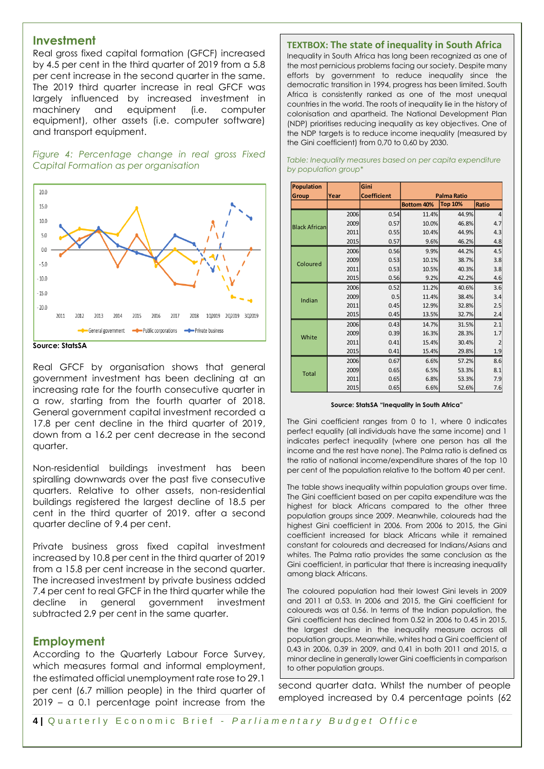## Investment

Real gross fixed capital formation (GFCF) increased by 4.5 per cent in the third quarter of 2019 from a 5.8 per cent increase in the second quarter in the same. The 2019 third quarter increase in real GFCF was largely influenced by increased investment in machinery and equipment (i.e. computer equipment), other assets (i.e. computer software) and transport equipment.

*Figure 4: Percentage change in real gross Fixed Capital Formation as per organisation*

**Source: StatsSA**

Real GFCF by organisation shows that general government investment has been declining at an increasing rate for the fourth consecutive quarter in a row, starting from the fourth quarter of 2018. General government capital investment recorded a 17.8 per cent decline in the third quarter of 2019, down from a 16.2 per cent decrease in the second quarter.

Non-residential buildings investment has been spiralling downwards over the past five consecutive quarters. Relative to other assets, non-residential buildings registered the largest decline of 18.5 per cent in the third quarter of 2019. after a second quarter decline of 9.4 per cent.

Private business gross fixed capital investment increased by 10.8 per cent in the third quarter of 2019 from a 15.8 per cent increase in the second quarter. The increased investment by private business added 7.4 per cent to real GFCF in the third quarter while the decline in general government investment subtracted 2.9 per cent in the same quarter.

## Employment

According to the Quarterly Labour Force Survey, which measures formal and informal employment, the estimated official unemployment rate rose to 29.1 per cent (6.7 million people) in the third quarter of 2019 – a 0.1 percentage point increase from the second quarter data. Whilst the number of people employed increased by 0.4 percentage points (62

### TEXTBOX: The state of inequality in South Africa

Inequality in South Africa has long been recognized as one of the most pernicious problems facing our society. Despite many efforts by government to reduce inequality since the democratic transition in 1994, progress has been limited. South Africa is consistently ranked as one of the most unequal countries in the world. The roots of inequality lie in the history of colonisation and apartheid. The National Development Plan (NDP) prioritises reducing inequality as key objectives. One of the NDP targets is to reduce income inequality (measured by the Gini coefficient) from 0,70 to 0,60 by 2030.

*Table: Inequality measures based on per capita expenditure by population group\**

| Population Group | Year | Gini Coefficient | Palma Ratio | | |
|---|---|---|---|---|---|
| | | | Bottom 40% | Top 10% | Ratio |
| Black African | 2006 | 0.54 | 11.4% | 44.9% | 4 |
| | 2009 | 0.57 | 10.0% | 46.8% | 4.7 |
| | 2011 | 0.55 | 10.4% | 44.9% | 4.3 |
| | 2015 | 0.57 | 9.6% | 46.2% | 4.8 |
| Coloured | 2006 | 0.56 | 9.9% | 44.2% | 4.5 |
| | 2009 | 0.53 | 10.1% | 38.7% | 3.8 |
| | 2011 | 0.53 | 10.5% | 40.3% | 3.8 |
| | 2015 | 0.56 | 9.2% | 42.2% | 4.6 |
| Indian | 2006 | 0.52 | 11.2% | 40.6% | 3.6 |
| | 2009 | 0.5 | 11.4% | 38.4% | 3.4 |
| | 2011 | 0.45 | 12.9% | 32.8% | 2.5 |
| | 2015 | 0.45 | 13.5% | 32.7% | 2.4 |
| White | 2006 | 0.43 | 14.7% | 31.5% | 2.1 |
| | 2009 | 0.39 | 16.3% | 28.3% | 1.7 |
| | 2011 | 0.41 | 15.4% | 30.4% | 2 |
| | 2015 | 0.41 | 15.4% | 29.8% | 1.9 |
| Total | 2006 | 0.67 | 6.6% | 57.2% | 8.6 |
| | 2009 | 0.65 | 6.5% | 53.3% | 8.1 |
| | 2011 | 0.65 | 6.8% | 53.3% | 7.9 |
| | 2015 | 0.65 | 6.6% | 52.6% | 7.6 |

**Source: StatsSA "Inequality in South Africa"**

The Gini coefficient ranges from 0 to 1, where 0 indicates perfect equality (all individuals have the same income) and 1 indicates perfect inequality (where one person has all the income and the rest have none). The Palma ratio is defined as the ratio of national income/expenditure shares of the top 10 per cent of the population relative to the bottom 40 per cent.

The table shows inequality within population groups over time. The Gini coefficient based on per capita expenditure was the highest for black Africans compared to the other three population groups since 2009. Meanwhile, coloureds had the highest Gini coefficient in 2006. From 2006 to 2015, the Gini coefficient increased for black Africans while it remained constant for coloureds and decreased for Indians/Asians and whites. The Palma ratio provides the same conclusion as the Gini coefficient, in particular that there is increasing inequality among black Africans.

The coloured population had their lowest Gini levels in 2009 and 2011 at 0,53. In 2006 and 2015, the Gini coefficient for coloureds was at 0,56. In terms of the Indian population, the Gini coefficient has declined from 0.52 in 2006 to 0.45 in 2015, the largest decline in the inequality measure across all population groups. Meanwhile, whites had a Gini coefficient of 0,43 in 2006, 0,39 in 2009, and 0,41 in both 2011 and 2015, a minor decline in generally lower Gini coefficients in comparison to other population groups.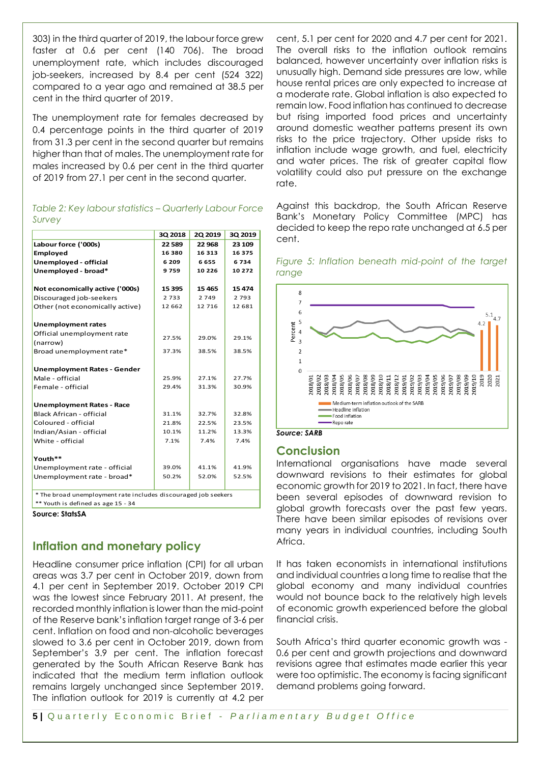303) in the third quarter of 2019, the labour force grew faster at 0.6 per cent (140 706). The broad unemployment rate, which includes discouraged job-seekers, increased by 8.4 per cent (524 322) compared to a year ago and remained at 38.5 per cent in the third quarter of 2019.

The unemployment rate for females decreased by 0.4 percentage points in the third quarter of 2019 from 31.3 per cent in the second quarter but remains higher than that of males. The unemployment rate for males increased by 0.6 per cent in the third quarter of 2019 from 27.1 per cent in the second quarter.

*Table 2: Key labour statistics – Quarterly Labour Force Survey*

| | 3Q 2018 | 2Q 2019 | 3Q 2019 |
|---|---|---|---|
| **Labour force ('000s)** | **22 589** | **22 968** | **23 109** |
| **Employed** | **16 380** | **16 313** | **16 375** |
| **Unemployed - official** | **6 209** | **6 655** | **6 734** |
| **Unemployed - broad*** | **9 759** | **10 226** | **10 272** |
| | | | |
| **Not economically active ('000s)** | **15 395** | **15 465** | **15 474** |
| Discouraged job-seekers | 2 733 | 2 749 | 2 793 |
| Other (not economically active) | 12 662 | 12 716 | 12 681 |
| | | | |
| **Unemployment rates** | | | |
| Official unemployment rate (narrow) | 27.5% | 29.0% | 29.1% |
| Broad unemployment rate* | 37.3% | 38.5% | 38.5% |
| | | | |
| **Unemployment Rates - Gender** | | | |
| Male - official | 25.9% | 27.1% | 27.7% |
| Female - official | 29.4% | 31.3% | 30.9% |
| | | | |
| **Unemployment Rates - Race** | | | |
| Black African - official | 31.1% | 32.7% | 32.8% |
| Coloured - official | 21.8% | 22.5% | 23.5% |
| Indian/Asian - official | 10.1% | 11.2% | 13.3% |
| White - official | 7.1% | 7.4% | 7.4% |
| | | | |
| **Youth**** | | | |
| Unemployment rate - official | 39.0% | 41.1% | 41.9% |
| Unemployment rate - broad* | 50.2% | 52.0% | 52.5% |

\* The broad unemployment rate includes discouraged job seekers
** Youth is defined as age 15 - 34

**Source: StatsSA**

## Inflation and monetary policy

Headline consumer price inflation (CPI) for all urban areas was 3.7 per cent in October 2019, down from 4.1 per cent in September 2019. October 2019 CPI was the lowest since February 2011. At present, the recorded monthly inflation is lower than the mid-point of the Reserve bank's inflation target range of 3-6 per cent. Inflation on food and non-alcoholic beverages slowed to 3.6 per cent in October 2019, down from September's 3.9 per cent. The inflation forecast generated by the South African Reserve Bank has indicated that the medium term inflation outlook remains largely unchanged since September 2019. The inflation outlook for 2019 is currently at 4.2 per cent, 5.1 per cent for 2020 and 4.7 per cent for 2021. The overall risks to the inflation outlook remains balanced, however uncertainty over inflation risks is unusually high. Demand side pressures are low, while house rental prices are only expected to increase at a moderate rate. Global inflation is also expected to remain low. Food inflation has continued to decrease but rising imported food prices and uncertainty around domestic weather patterns present its own risks to the price trajectory. Other upside risks to inflation include wage growth, and fuel, electricity and water prices. The risk of greater capital flow volatility could also put pressure on the exchange rate.

Against this backdrop, the South African Reserve Bank's Monetary Policy Committee (MPC) has decided to keep the repo rate unchanged at 6.5 per cent.

*Figure 5: Inflation beneath mid-point of the target range*

Percent
8
7
6
5
4
3
2
1
0
2018/01 2018/02 2018/03 2018/04 2018/05 2018/06 2018/07 2018/08 2018/09 2018/10 2018/11 2018/12 2019/01 2019/02 2019/03 2019/04 2019/05 2019/06 2019/07 2019/08 2019/09 2019/10 2019 2020 2021
4.2 5.1 4.7
Medium-term inflation outlook of the SARB
Headline inflation
Food inflation
Repo rate

**Source: SARB**

## Conclusion

International organisations have made several downward revisions to their estimates for global economic growth for 2019 to 2021. In fact, there have been several episodes of downward revision to global growth forecasts over the past few years. There have been similar episodes of revisions over many years in individual countries, including South Africa.

It has taken economists in international institutions and individual countries a long time to realise that the global economy and many individual countries would not bounce back to the relatively high levels of economic growth experienced before the global financial crisis.

South Africa's third quarter economic growth was -0.6 per cent and growth projections and downward revisions agree that estimates made earlier this year were too optimistic. The economy is facing significant demand problems going forward.